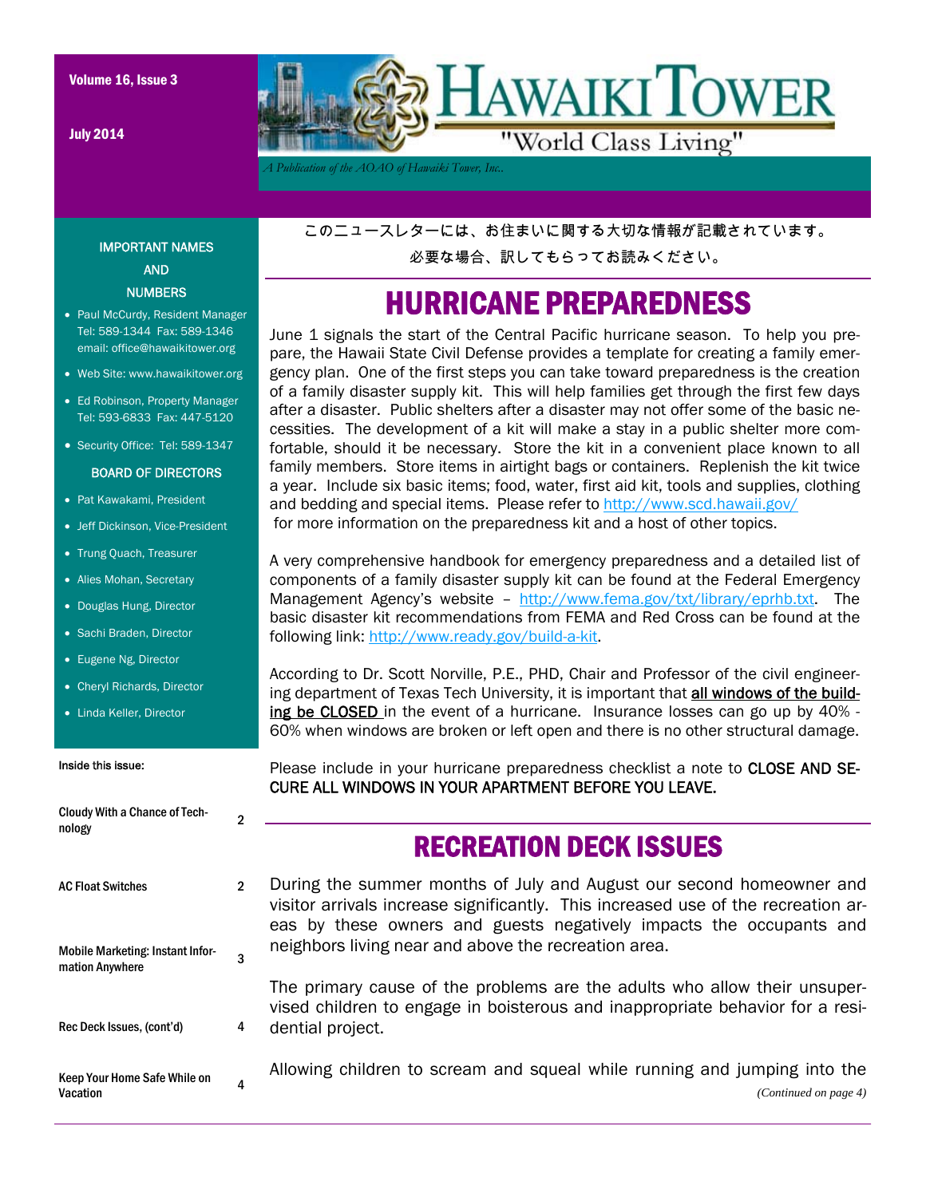# HAWAIKI TOWER

"World Class Living"

*A Publication of the AOAO of Hawaiki Tower, Inc.*

Volume 16, Issue 3

July 2014

このニュースレターには、お住まいに関する大切な情報が記載されています。

必要な場合、訳してもらってお読みください。

## HURRICANE PREPAREDNESS

June 1 signals the start of the Central Pacific hurricane season. To help you prepare, the Hawaii State Civil Defense provides a template for creating a family emergency plan. One of the first steps you can take toward preparedness is the creation of a family disaster supply kit. This will help families get through the first few days after a disaster. Public shelters after a disaster may not offer some of the basic necessities. The development of a kit will make a stay in a public shelter more comfortable, should it be necessary. Store the kit in a convenient place known to all family members. Store items in airtight bags or containers. Replenish the kit twice a year. Include six basic items; food, water, first aid kit, tools and supplies, clothing and bedding and special items. Please refer to http://www.scd.hawaii.gov/ for more information on the preparedness kit and a host of other topics.

A very comprehensive handbook for emergency preparedness and a detailed list of components of a family disaster supply kit can be found at the Federal Emergency Management Agency's website – http://www.fema.gov/txt/library/eprhb.txt. The basic disaster kit recommendations from FEMA and Red Cross can be found at the following link: http://www.ready.gov/build-a-kit.

According to Dr. Scott Norville, P.E., PHD, Chair and Professor of the civil engineering department of Texas Tech University, it is important that **all windows of the building be CLOSED** in the event of a hurricane. Insurance losses can go up by 40% - 60% when windows are broken or left open and there is no other structural damage.

Please include in your hurricane preparedness checklist a note to CLOSE AND SECURE ALL WINDOWS IN YOUR APARTMENT BEFORE YOU LEAVE.

## RECREATION DECK ISSUES

During the summer months of July and August our second homeowner and visitor arrivals increase significantly. This increased use of the recreation areas by these owners and guests negatively impacts the occupants and neighbors living near and above the recreation area.

The primary cause of the problems are the adults who allow their unsupervised children to engage in boisterous and inappropriate behavior for a residential project.

Allowing children to scream and squeal while running and jumping into the

*(Continued on page 4)*

### IMPORTANT NAMES AND NUMBERS

- Paul McCurdy, Resident Manager Tel: 589-1344 Fax: 589-1346 email: office@hawaikitower.org
- Web Site: www.hawaikitower.org
- Ed Robinson, Property Manager Tel: 593-6833 Fax: 447-5120
- Security Office: Tel: 589-1347

### BOARD OF DIRECTORS

- Pat Kawakami, President
- Jeff Dickinson, Vice-President
- Trung Quach, Treasurer
- Alies Mohan, Secretary
- Douglas Hung, Director
- Sachi Braden, Director
- Eugene Ng, Director
- Cheryl Richards, Director
- Linda Keller, Director

### Inside this issue:

| | |
|---|---|
| Cloudy With a Chance of Technology | 2 |
| AC Float Switches | 2 |
| Mobile Marketing: Instant Information Anywhere | 3 |
| Rec Deck Issues, (cont'd) | 4 |
| Keep Your Home Safe While on Vacation | 4 |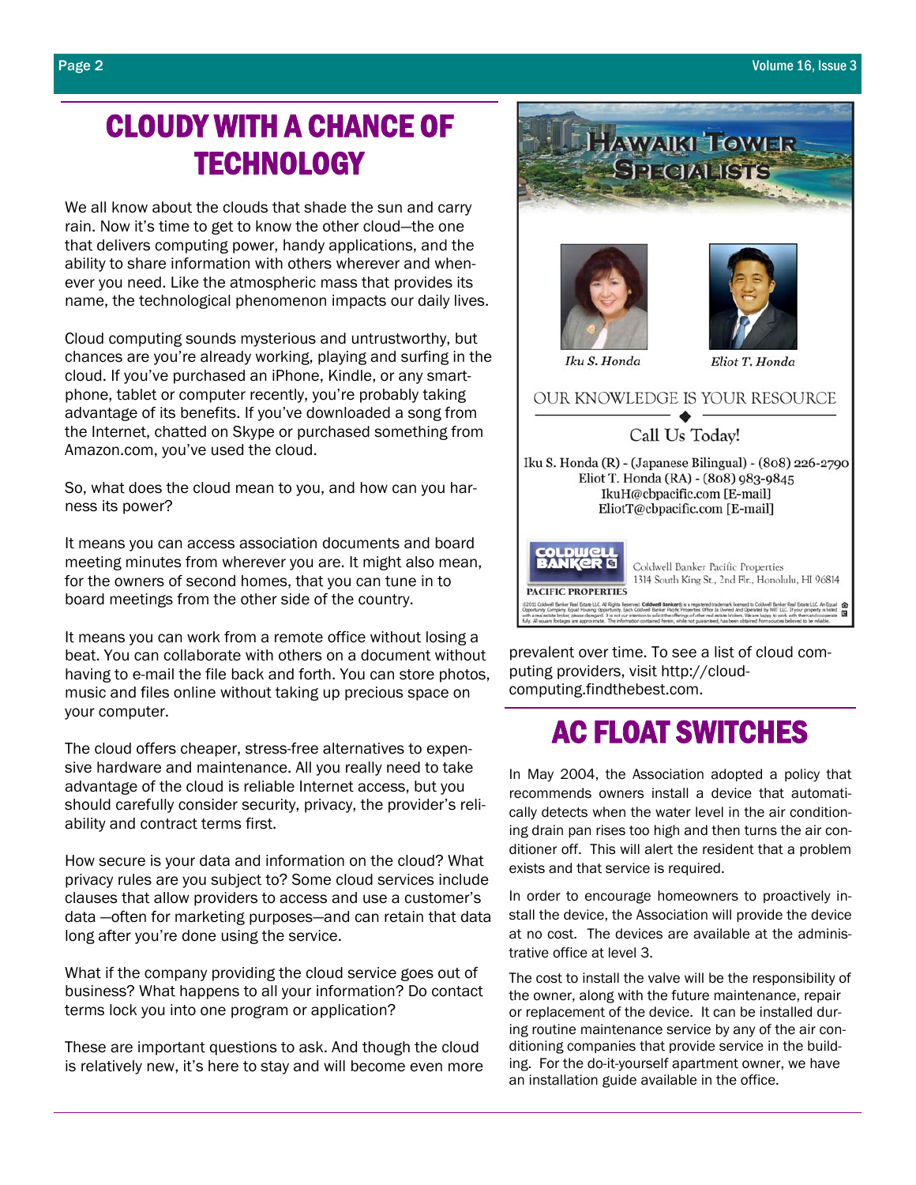# CLOUDY WITH A CHANCE OF TECHNOLOGY

We all know about the clouds that shade the sun and carry rain. Now it's time to get to know the other cloud—the one that delivers computing power, handy applications, and the ability to share information with others wherever and whenever you need. Like the atmospheric mass that provides its name, the technological phenomenon impacts our daily lives.

Cloud computing sounds mysterious and untrustworthy, but chances are you're already working, playing and surfing in the cloud. If you've purchased an iPhone, Kindle, or any smartphone, tablet or computer recently, you're probably taking advantage of its benefits. If you've downloaded a song from the Internet, chatted on Skype or purchased something from Amazon.com, you've used the cloud.

So, what does the cloud mean to you, and how can you harness its power?

It means you can access association documents and board meeting minutes from wherever you are. It might also mean, for the owners of second homes, that you can tune in to board meetings from the other side of the country.

It means you can work from a remote office without losing a beat. You can collaborate with others on a document without having to e-mail the file back and forth. You can store photos, music and files online without taking up precious space on your computer.

The cloud offers cheaper, stress-free alternatives to expensive hardware and maintenance. All you really need to take advantage of the cloud is reliable Internet access, but you should carefully consider security, privacy, the provider's reliability and contract terms first.

How secure is your data and information on the cloud? What privacy rules are you subject to? Some cloud services include clauses that allow providers to access and use a customer's data —often for marketing purposes—and can retain that data long after you're done using the service.

What if the company providing the cloud service goes out of business? What happens to all your information? Do contact terms lock you into one program or application?

These are important questions to ask. And though the cloud is relatively new, it's here to stay and will become even more prevalent over time. To see a list of cloud computing providers, visit http://cloud-computing.findthebest.com.

**HAWAIKI TOWER SPECIALISTS**

*Iku S. Honda* — *Eliot T. Honda*

OUR KNOWLEDGE IS YOUR RESOURCE

Call Us Today!

Iku S. Honda (R) - (Japanese Bilingual) - (808) 226-2790
Eliot T. Honda (RA) - (808) 983-9845
IkuH@cbpacific.com [E-mail]
EliotT@cbpacific.com [E-mail]

COLDWELL BANKER PACIFIC PROPERTIES
Coldwell Banker Pacific Properties
1314 South King St., 2nd Flr., Honolulu, HI 96814

# AC FLOAT SWITCHES

In May 2004, the Association adopted a policy that recommends owners install a device that automatically detects when the water level in the air conditioning drain pan rises too high and then turns the air conditioner off. This will alert the resident that a problem exists and that service is required.

In order to encourage homeowners to proactively install the device, the Association will provide the device at no cost. The devices are available at the administrative office at level 3.

The cost to install the valve will be the responsibility of the owner, along with the future maintenance, repair or replacement of the device. It can be installed during routine maintenance service by any of the air conditioning companies that provide service in the building. For the do-it-yourself apartment owner, we have an installation guide available in the office.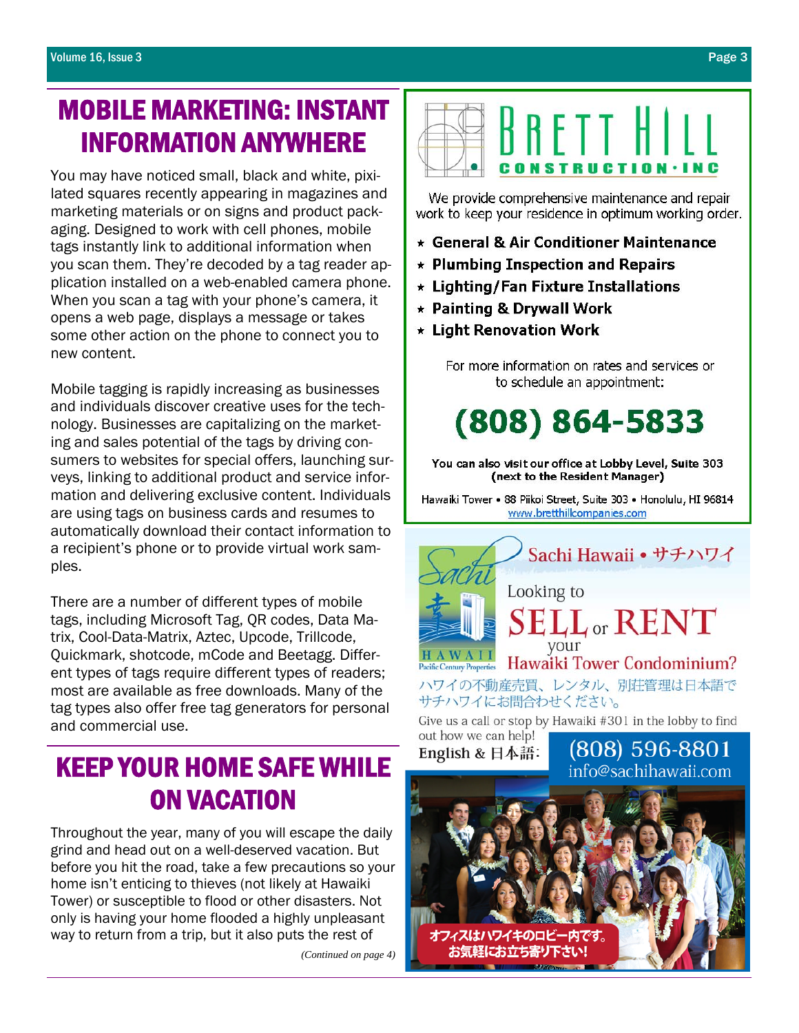## MOBILE MARKETING: INSTANT INFORMATION ANYWHERE

You may have noticed small, black and white, pixilated squares recently appearing in magazines and marketing materials or on signs and product packaging. Designed to work with cell phones, mobile tags instantly link to additional information when you scan them. They're decoded by a tag reader application installed on a web-enabled camera phone. When you scan a tag with your phone's camera, it opens a web page, displays a message or takes some other action on the phone to connect you to new content.

Mobile tagging is rapidly increasing as businesses and individuals discover creative uses for the technology. Businesses are capitalizing on the marketing and sales potential of the tags by driving consumers to websites for special offers, launching surveys, linking to additional product and service information and delivering exclusive content. Individuals are using tags on business cards and resumes to automatically download their contact information to a recipient's phone or to provide virtual work samples.

There are a number of different types of mobile tags, including Microsoft Tag, QR codes, Data Matrix, Cool-Data-Matrix, Aztec, Upcode, Trillcode, Quickmark, shotcode, mCode and Beetagg. Different types of tags require different types of readers; most are available as free downloads. Many of the tag types also offer free tag generators for personal and commercial use.

## KEEP YOUR HOME SAFE WHILE ON VACATION

Throughout the year, many of you will escape the daily grind and head out on a well-deserved vacation. But before you hit the road, take a few precautions so your home isn't enticing to thieves (not likely at Hawaiki Tower) or susceptible to flood or other disasters. Not only is having your home flooded a highly unpleasant way to return from a trip, but it also puts the rest of

*(Continued on page 4)*

---

**BRETT HILL CONSTRUCTION · INC**

We provide comprehensive maintenance and repair work to keep your residence in optimum working order.

- **General & Air Conditioner Maintenance**
- **Plumbing Inspection and Repairs**
- **Lighting/Fan Fixture Installations**
- **Painting & Drywall Work**
- **Light Renovation Work**

For more information on rates and services or to schedule an appointment:

**(808) 864-5833**

**You can also visit our office at Lobby Level, Suite 303 (next to the Resident Manager)**

Hawaiki Tower • 88 Piikoi Street, Suite 303 • Honolulu, HI 96814
www.bretthillcompanies.com

---

**Sachi Hawaii • サチハワイ**

Sachi 幸 HAWAII Pacific Century Properties

Looking to **SELL or RENT** your **Hawaiki Tower Condominium?**

ハワイの不動産売買、レンタル、別荘管理は日本語でサチハワイにお問合わせください。

Give us a call or stop by Hawaiki #301 in the lobby to find out how we can help!

**English & 日本語:** (808) 596-8801
info@sachihawaii.com

オフィスはハワイキのロビー内です。お気軽にお立ち寄り下さい！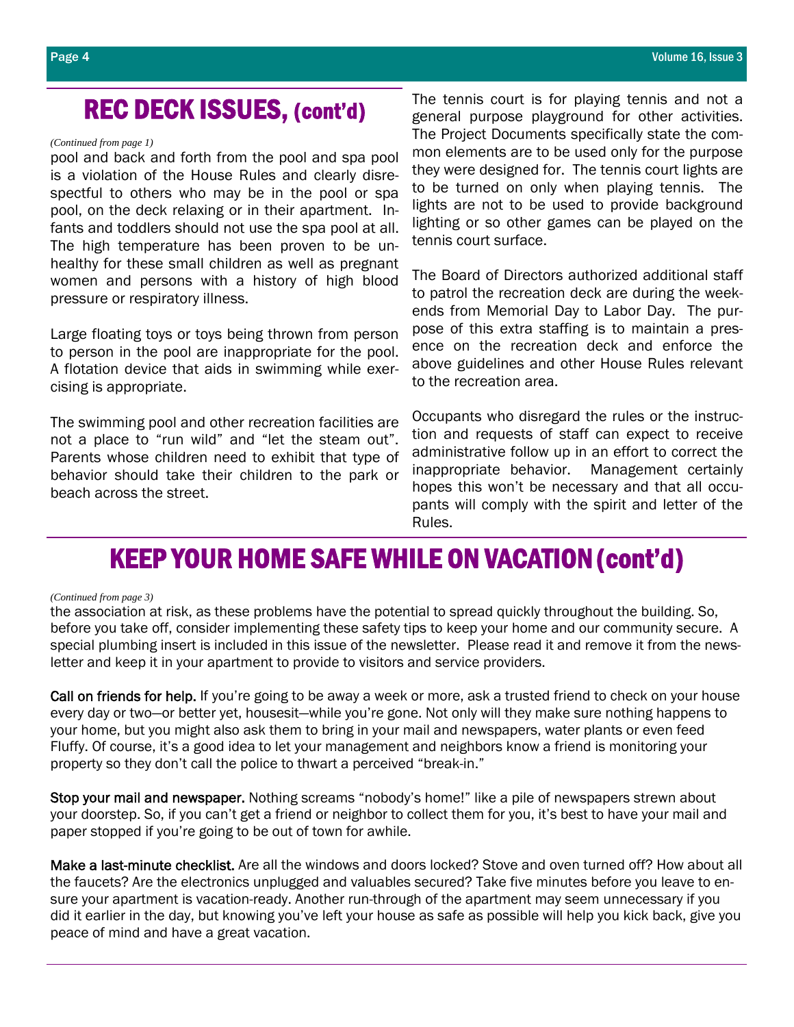## REC DECK ISSUES, (cont'd)

*(Continued from page 1)*

pool and back and forth from the pool and spa pool is a violation of the House Rules and clearly disrespectful to others who may be in the pool or spa pool, on the deck relaxing or in their apartment. Infants and toddlers should not use the spa pool at all. The high temperature has been proven to be unhealthy for these small children as well as pregnant women and persons with a history of high blood pressure or respiratory illness.

Large floating toys or toys being thrown from person to person in the pool are inappropriate for the pool. A flotation device that aids in swimming while exercising is appropriate.

The swimming pool and other recreation facilities are not a place to "run wild" and "let the steam out". Parents whose children need to exhibit that type of behavior should take their children to the park or beach across the street.

The tennis court is for playing tennis and not a general purpose playground for other activities. The Project Documents specifically state the common elements are to be used only for the purpose they were designed for. The tennis court lights are to be turned on only when playing tennis. The lights are not to be used to provide background lighting or so other games can be played on the tennis court surface.

The Board of Directors authorized additional staff to patrol the recreation deck are during the weekends from Memorial Day to Labor Day. The purpose of this extra staffing is to maintain a presence on the recreation deck and enforce the above guidelines and other House Rules relevant to the recreation area.

Occupants who disregard the rules or the instruction and requests of staff can expect to receive administrative follow up in an effort to correct the inappropriate behavior. Management certainly hopes this won't be necessary and that all occupants will comply with the spirit and letter of the Rules.

## KEEP YOUR HOME SAFE WHILE ON VACATION (cont'd)

*(Continued from page 3)*

the association at risk, as these problems have the potential to spread quickly throughout the building. So, before you take off, consider implementing these safety tips to keep your home and our community secure. A special plumbing insert is included in this issue of the newsletter. Please read it and remove it from the newsletter and keep it in your apartment to provide to visitors and service providers.

Call on friends for help. If you're going to be away a week or more, ask a trusted friend to check on your house every day or two—or better yet, housesit—while you're gone. Not only will they make sure nothing happens to your home, but you might also ask them to bring in your mail and newspapers, water plants or even feed Fluffy. Of course, it's a good idea to let your management and neighbors know a friend is monitoring your property so they don't call the police to thwart a perceived "break-in."

Stop your mail and newspaper. Nothing screams "nobody's home!" like a pile of newspapers strewn about your doorstep. So, if you can't get a friend or neighbor to collect them for you, it's best to have your mail and paper stopped if you're going to be out of town for awhile.

Make a last-minute checklist. Are all the windows and doors locked? Stove and oven turned off? How about all the faucets? Are the electronics unplugged and valuables secured? Take five minutes before you leave to ensure your apartment is vacation-ready. Another run-through of the apartment may seem unnecessary if you did it earlier in the day, but knowing you've left your house as safe as possible will help you kick back, give you peace of mind and have a great vacation.